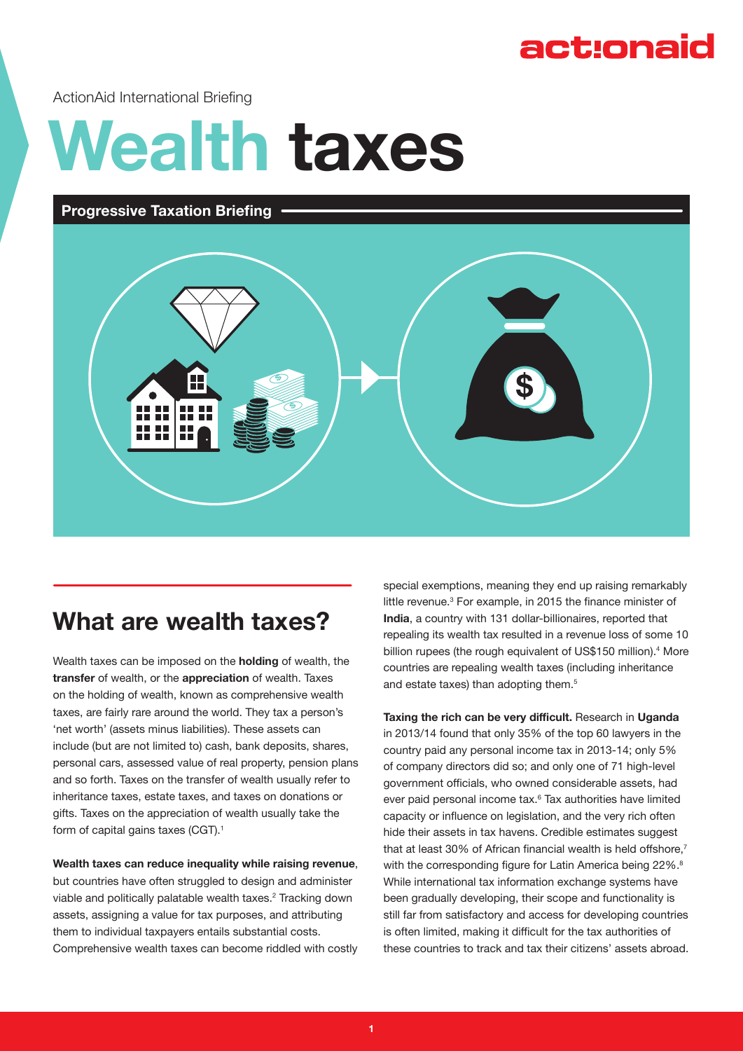ActionAid International Briefing

# Wealth taxes

**Progressive Taxation Briefing**

## What are wealth taxes?

Wealth taxes can be imposed on the **holding** of wealth, the **transfer** of wealth, or the **appreciation** of wealth. Taxes on the holding of wealth, known as comprehensive wealth taxes, are fairly rare around the world. They tax a person's 'net worth' (assets minus liabilities). These assets can include (but are not limited to) cash, bank deposits, shares, personal cars, assessed value of real property, pension plans and so forth. Taxes on the transfer of wealth usually refer to inheritance taxes, estate taxes, and taxes on donations or gifts. Taxes on the appreciation of wealth usually take the form of capital gains taxes (CGT).[1]

**Wealth taxes can reduce inequality while raising revenue**, but countries have often struggled to design and administer viable and politically palatable wealth taxes.[2] Tracking down assets, assigning a value for tax purposes, and attributing them to individual taxpayers entails substantial costs. Comprehensive wealth taxes can become riddled with costly special exemptions, meaning they end up raising remarkably little revenue.[3] For example, in 2015 the finance minister of **India**, a country with 131 dollar-billionaires, reported that repealing its wealth tax resulted in a revenue loss of some 10 billion rupees (the rough equivalent of US$150 million).[4] More countries are repealing wealth taxes (including inheritance and estate taxes) than adopting them.[5]

**Taxing the rich can be very difficult.** Research in **Uganda** in 2013/14 found that only 35% of the top 60 lawyers in the country paid any personal income tax in 2013-14; only 5% of company directors did so; and only one of 71 high-level government officials, who owned considerable assets, had ever paid personal income tax.[6] Tax authorities have limited capacity or influence on legislation, and the very rich often hide their assets in tax havens. Credible estimates suggest that at least 30% of African financial wealth is held offshore,[7] with the corresponding figure for Latin America being 22%.[8] While international tax information exchange systems have been gradually developing, their scope and functionality is still far from satisfactory and access for developing countries is often limited, making it difficult for the tax authorities of these countries to track and tax their citizens' assets abroad.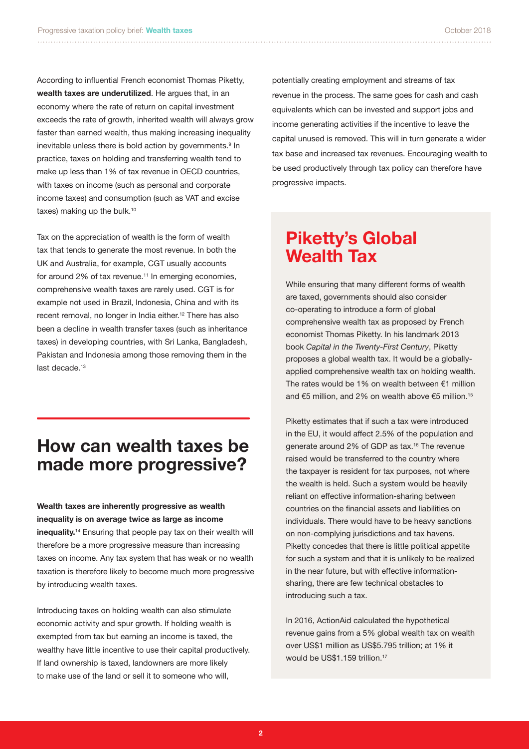According to influential French economist Thomas Piketty, **wealth taxes are underutilized**. He argues that, in an economy where the rate of return on capital investment exceeds the rate of growth, inherited wealth will always grow faster than earned wealth, thus making increasing inequality inevitable unless there is bold action by governments.[9] In practice, taxes on holding and transferring wealth tend to make up less than 1% of tax revenue in OECD countries, with taxes on income (such as personal and corporate income taxes) and consumption (such as VAT and excise taxes) making up the bulk.[10]

Tax on the appreciation of wealth is the form of wealth tax that tends to generate the most revenue. In both the UK and Australia, for example, CGT usually accounts for around 2% of tax revenue.[11] In emerging economies, comprehensive wealth taxes are rarely used. CGT is for example not used in Brazil, Indonesia, China and with its recent removal, no longer in India either.[12] There has also been a decline in wealth transfer taxes (such as inheritance taxes) in developing countries, with Sri Lanka, Bangladesh, Pakistan and Indonesia among those removing them in the last decade.[13]

## How can wealth taxes be made more progressive?

**Wealth taxes are inherently progressive as wealth inequality is on average twice as large as income inequality.**[14] Ensuring that people pay tax on their wealth will therefore be a more progressive measure than increasing taxes on income. Any tax system that has weak or no wealth taxation is therefore likely to become much more progressive by introducing wealth taxes.

Introducing taxes on holding wealth can also stimulate economic activity and spur growth. If holding wealth is exempted from tax but earning an income is taxed, the wealthy have little incentive to use their capital productively. If land ownership is taxed, landowners are more likely to make use of the land or sell it to someone who will, potentially creating employment and streams of tax revenue in the process. The same goes for cash and cash equivalents which can be invested and support jobs and income generating activities if the incentive to leave the capital unused is removed. This will in turn generate a wider tax base and increased tax revenues. Encouraging wealth to be used productively through tax policy can therefore have progressive impacts.

## Piketty's Global Wealth Tax

While ensuring that many different forms of wealth are taxed, governments should also consider co-operating to introduce a form of global comprehensive wealth tax as proposed by French economist Thomas Piketty. In his landmark 2013 book *Capital in the Twenty-First Century*, Piketty proposes a global wealth tax. It would be a globally-applied comprehensive wealth tax on holding wealth. The rates would be 1% on wealth between €1 million and €5 million, and 2% on wealth above €5 million.[15]

Piketty estimates that if such a tax were introduced in the EU, it would affect 2.5% of the population and generate around 2% of GDP as tax.[16] The revenue raised would be transferred to the country where the taxpayer is resident for tax purposes, not where the wealth is held. Such a system would be heavily reliant on effective information-sharing between countries on the financial assets and liabilities on individuals. There would have to be heavy sanctions on non-complying jurisdictions and tax havens. Piketty concedes that there is little political appetite for such a system and that it is unlikely to be realized in the near future, but with effective information-sharing, there are few technical obstacles to introducing such a tax.

In 2016, ActionAid calculated the hypothetical revenue gains from a 5% global wealth tax on wealth over US$1 million as US$5.795 trillion; at 1% it would be US$1.159 trillion.[17]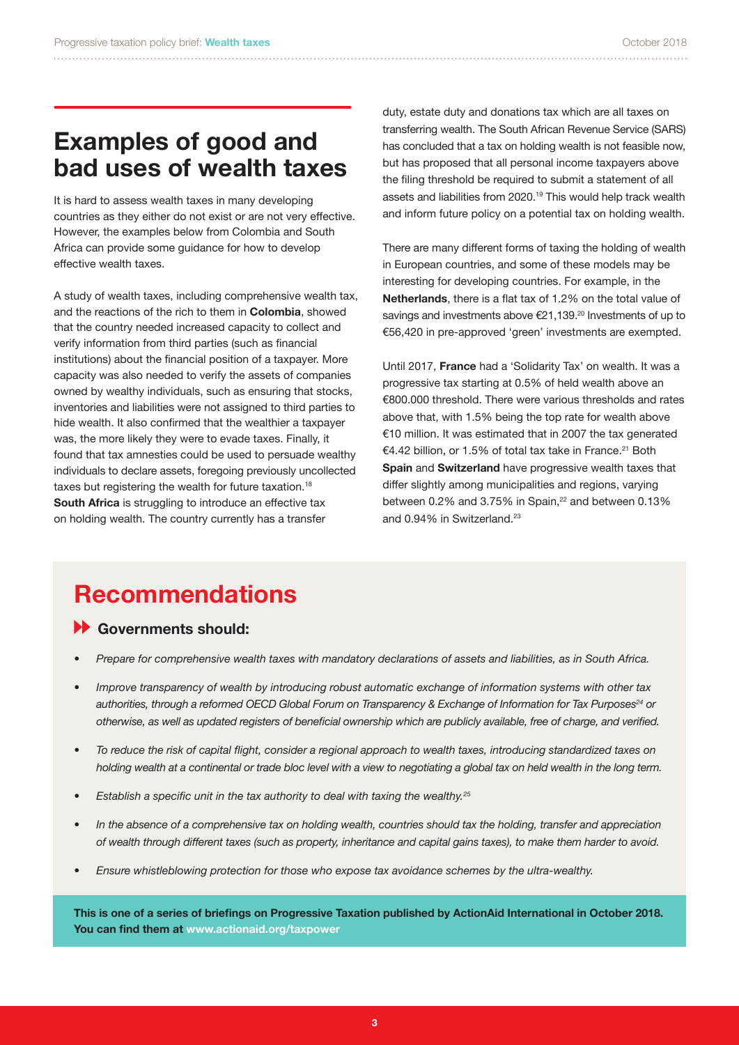## Examples of good and bad uses of wealth taxes

It is hard to assess wealth taxes in many developing countries as they either do not exist or are not very effective. However, the examples below from Colombia and South Africa can provide some guidance for how to develop effective wealth taxes.

A study of wealth taxes, including comprehensive wealth tax, and the reactions of the rich to them in **Colombia**, showed that the country needed increased capacity to collect and verify information from third parties (such as financial institutions) about the financial position of a taxpayer. More capacity was also needed to verify the assets of companies owned by wealthy individuals, such as ensuring that stocks, inventories and liabilities were not assigned to third parties to hide wealth. It also confirmed that the wealthier a taxpayer was, the more likely they were to evade taxes. Finally, it found that tax amnesties could be used to persuade wealthy individuals to declare assets, foregoing previously uncollected taxes but registering the wealth for future taxation.[18]

**South Africa** is struggling to introduce an effective tax on holding wealth. The country currently has a transfer duty, estate duty and donations tax which are all taxes on transferring wealth. The South African Revenue Service (SARS) has concluded that a tax on holding wealth is not feasible now, but has proposed that all personal income taxpayers above the filing threshold be required to submit a statement of all assets and liabilities from 2020.[19] This would help track wealth and inform future policy on a potential tax on holding wealth.

There are many different forms of taxing the holding of wealth in European countries, and some of these models may be interesting for developing countries. For example, in the **Netherlands**, there is a flat tax of 1.2% on the total value of savings and investments above €21,139.[20] Investments of up to €56,420 in pre-approved 'green' investments are exempted.

Until 2017, **France** had a 'Solidarity Tax' on wealth. It was a progressive tax starting at 0.5% of held wealth above an €800.000 threshold. There were various thresholds and rates above that, with 1.5% being the top rate for wealth above €10 million. It was estimated that in 2007 the tax generated €4.42 billion, or 1.5% of total tax take in France.[21] Both **Spain** and **Switzerland** have progressive wealth taxes that differ slightly among municipalities and regions, varying between 0.2% and 3.75% in Spain,[22] and between 0.13% and 0.94% in Switzerland.[23]

## Recommendations

### Governments should:

- *Prepare for comprehensive wealth taxes with mandatory declarations of assets and liabilities, as in South Africa.*
- *Improve transparency of wealth by introducing robust automatic exchange of information systems with other tax authorities, through a reformed OECD Global Forum on Transparency & Exchange of Information for Tax Purposes[24] or otherwise, as well as updated registers of beneficial ownership which are publicly available, free of charge, and verified.*
- *To reduce the risk of capital flight, consider a regional approach to wealth taxes, introducing standardized taxes on holding wealth at a continental or trade bloc level with a view to negotiating a global tax on held wealth in the long term.*
- *Establish a specific unit in the tax authority to deal with taxing the wealthy.[25]*
- *In the absence of a comprehensive tax on holding wealth, countries should tax the holding, transfer and appreciation of wealth through different taxes (such as property, inheritance and capital gains taxes), to make them harder to avoid.*
- *Ensure whistleblowing protection for those who expose tax avoidance schemes by the ultra-wealthy.*

**This is one of a series of briefings on Progressive Taxation published by ActionAid International in October 2018. You can find them at www.actionaid.org/taxpower**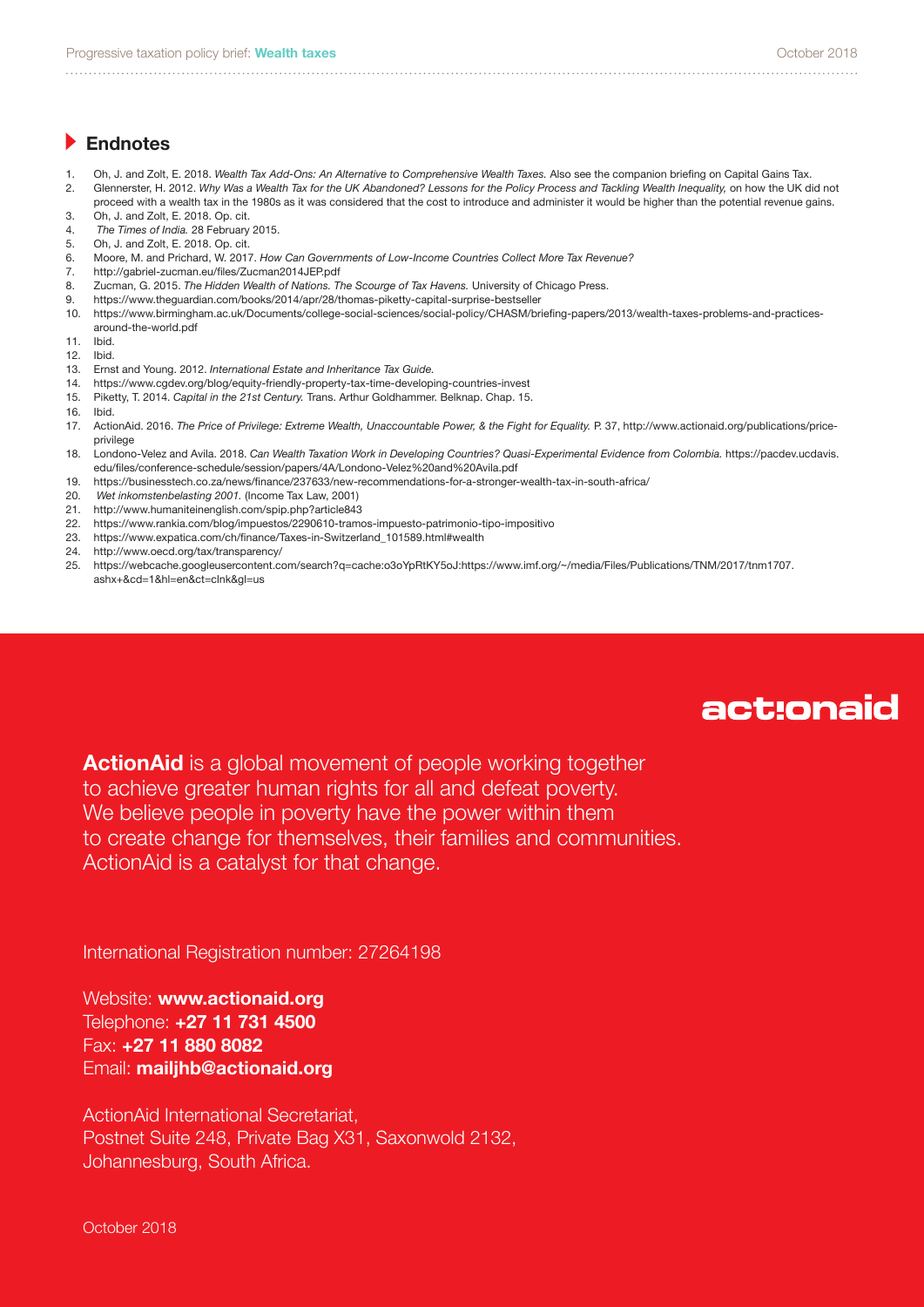## Endnotes

1. Oh, J. and Zolt, E. 2018. *Wealth Tax Add-Ons: An Alternative to Comprehensive Wealth Taxes.* Also see the companion briefing on Capital Gains Tax.
2. Glennerster, H. 2012. *Why Was a Wealth Tax for the UK Abandoned? Lessons for the Policy Process and Tackling Wealth Inequality,* on how the UK did not proceed with a wealth tax in the 1980s as it was considered that the cost to introduce and administer it would be higher than the potential revenue gains.
3. Oh, J. and Zolt, E. 2018. Op. cit.
4. *The Times of India.* 28 February 2015.
5. Oh, J. and Zolt, E. 2018. Op. cit.
6. Moore, M. and Prichard, W. 2017. *How Can Governments of Low-Income Countries Collect More Tax Revenue?*
7. http://gabriel-zucman.eu/files/Zucman2014JEP.pdf
8. Zucman, G. 2015. *The Hidden Wealth of Nations. The Scourge of Tax Havens.* University of Chicago Press.
9. https://www.theguardian.com/books/2014/apr/28/thomas-piketty-capital-surprise-bestseller
10. https://www.birmingham.ac.uk/Documents/college-social-sciences/social-policy/CHASM/briefing-papers/2013/wealth-taxes-problems-and-practices-around-the-world.pdf
11. Ibid.
12. Ibid.
13. Ernst and Young. 2012. *International Estate and Inheritance Tax Guide.*
14. https://www.cgdev.org/blog/equity-friendly-property-tax-time-developing-countries-invest
15. Piketty, T. 2014. *Capital in the 21st Century.* Trans. Arthur Goldhammer. Belknap. Chap. 15.
16. Ibid.
17. ActionAid. 2016. *The Price of Privilege: Extreme Wealth, Unaccountable Power, & the Fight for Equality.* P. 37, http://www.actionaid.org/publications/price-privilege
18. Londono-Velez and Avila. 2018. *Can Wealth Taxation Work in Developing Countries? Quasi-Experimental Evidence from Colombia.* https://pacdev.ucdavis.edu/files/conference-schedule/session/papers/4A/Londono-Velez%20and%20Avila.pdf
19. https://businesstech.co.za/news/finance/237633/new-recommendations-for-a-stronger-wealth-tax-in-south-africa/
20. *Wet inkomstenbelasting 2001.* (Income Tax Law, 2001)
21. http://www.humaniteinenglish.com/spip.php?article843
22. https://www.rankia.com/blog/impuestos/2290610-tramos-impuesto-patrimonio-tipo-impositivo
23. https://www.expatica.com/ch/finance/Taxes-in-Switzerland_101589.html#wealth
24. http://www.oecd.org/tax/transparency/
25. https://webcache.googleusercontent.com/search?q=cache:o3oYpRtKY5oJ:https://www.imf.org/~/media/Files/Publications/TNM/2017/tnm1707.ashx+&cd=1&hl=en&ct=clnk&gl=us

actionaid

**ActionAid** is a global movement of people working together to achieve greater human rights for all and defeat poverty. We believe people in poverty have the power within them to create change for themselves, their families and communities. ActionAid is a catalyst for that change.

International Registration number: 27264198

Website: **www.actionaid.org**
Telephone: **+27 11 731 4500**
Fax: **+27 11 880 8082**
Email: **mailjhb@actionaid.org**

ActionAid International Secretariat,
Postnet Suite 248, Private Bag X31, Saxonwold 2132,
Johannesburg, South Africa.

October 2018